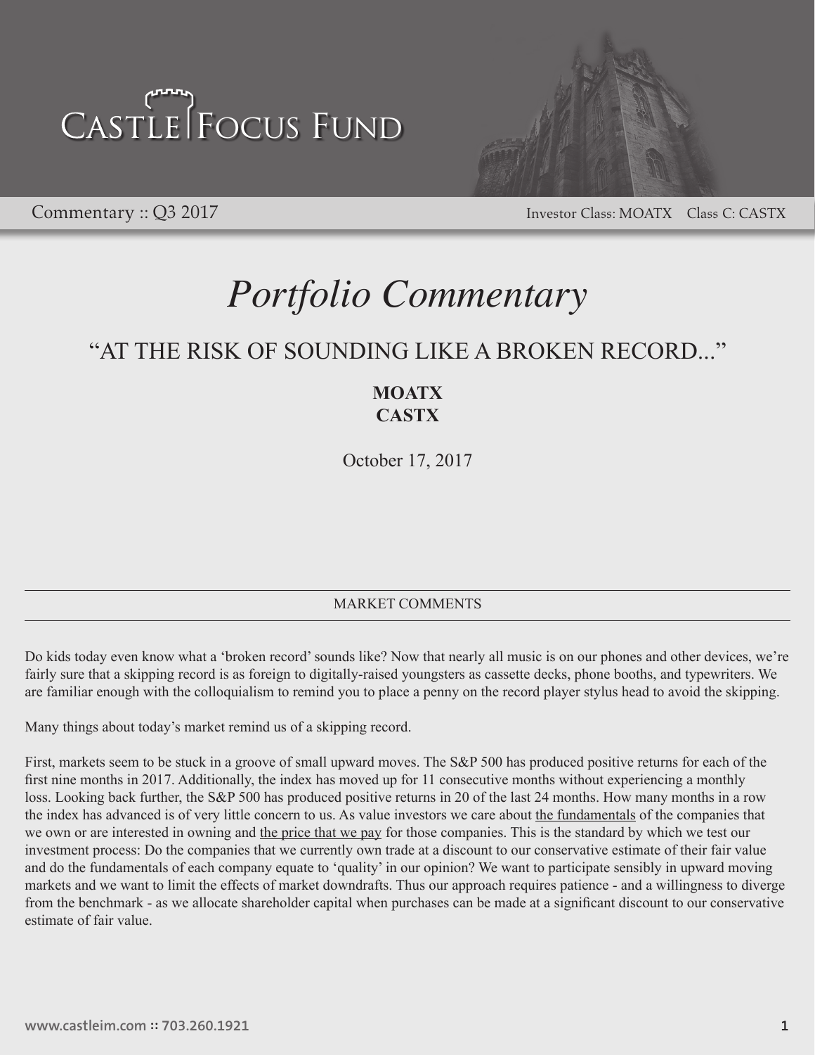# Castle Focus Fund

Commentary :: Q3 2017

Investor Class: MOATX Class C: CASTX

# *Portfolio Commentary*

## "AT THE RISK OF SOUNDING LIKE A BROKEN RECORD..."

**MOATX**
**CASTX**

October 17, 2017

### MARKET COMMENTS

Do kids today even know what a 'broken record' sounds like? Now that nearly all music is on our phones and other devices, we're fairly sure that a skipping record is as foreign to digitally-raised youngsters as cassette decks, phone booths, and typewriters. We are familiar enough with the colloquialism to remind you to place a penny on the record player stylus head to avoid the skipping.

Many things about today's market remind us of a skipping record.

First, markets seem to be stuck in a groove of small upward moves. The S&P 500 has produced positive returns for each of the first nine months in 2017. Additionally, the index has moved up for 11 consecutive months without experiencing a monthly loss. Looking back further, the S&P 500 has produced positive returns in 20 of the last 24 months. How many months in a row the index has advanced is of very little concern to us. As value investors we care about the fundamentals of the companies that we own or are interested in owning and the price that we pay for those companies. This is the standard by which we test our investment process: Do the companies that we currently own trade at a discount to our conservative estimate of their fair value and do the fundamentals of each company equate to 'quality' in our opinion? We want to participate sensibly in upward moving markets and we want to limit the effects of market downdrafts. Thus our approach requires patience - and a willingness to diverge from the benchmark - as we allocate shareholder capital when purchases can be made at a significant discount to our conservative estimate of fair value.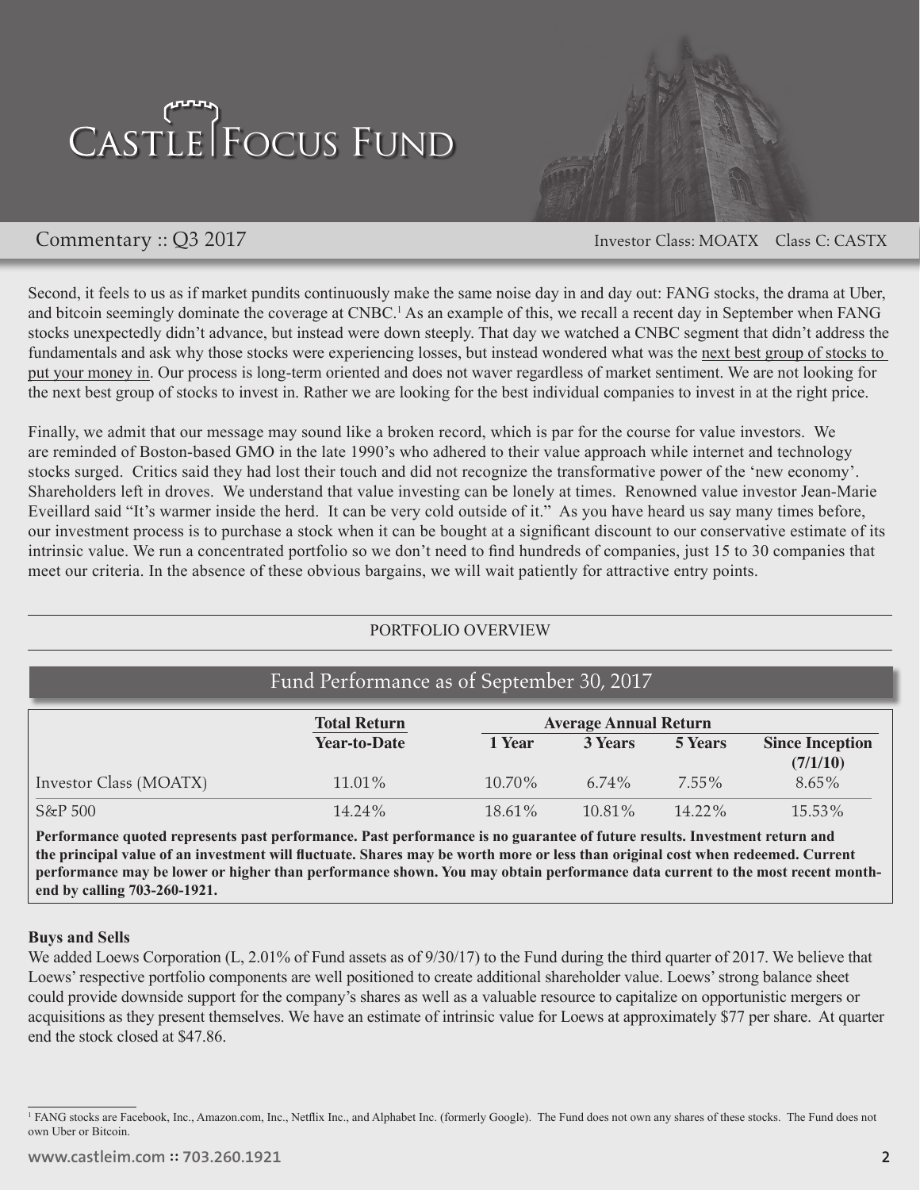Second, it feels to us as if market pundits continuously make the same noise day in and day out: FANG stocks, the drama at Uber, and bitcoin seemingly dominate the coverage at CNBC.[1] As an example of this, we recall a recent day in September when FANG stocks unexpectedly didn't advance, but instead were down steeply. That day we watched a CNBC segment that didn't address the fundamentals and ask why those stocks were experiencing losses, but instead wondered what was the next best group of stocks to put your money in. Our process is long-term oriented and does not waver regardless of market sentiment. We are not looking for the next best group of stocks to invest in. Rather we are looking for the best individual companies to invest in at the right price.

Finally, we admit that our message may sound like a broken record, which is par for the course for value investors. We are reminded of Boston-based GMO in the late 1990's who adhered to their value approach while internet and technology stocks surged. Critics said they had lost their touch and did not recognize the transformative power of the 'new economy'. Shareholders left in droves. We understand that value investing can be lonely at times. Renowned value investor Jean-Marie Eveillard said "It's warmer inside the herd. It can be very cold outside of it." As you have heard us say many times before, our investment process is to purchase a stock when it can be bought at a significant discount to our conservative estimate of its intrinsic value. We run a concentrated portfolio so we don't need to find hundreds of companies, just 15 to 30 companies that meet our criteria. In the absence of these obvious bargains, we will wait patiently for attractive entry points.

## PORTFOLIO OVERVIEW

### Fund Performance as of September 30, 2017

| | Total Return | Average Annual Return | | | |
|---|---|---|---|---|---|
| | Year-to-Date | 1 Year | 3 Years | 5 Years | Since Inception (7/1/10) |
| Investor Class (MOATX) | 11.01% | 10.70% | 6.74% | 7.55% | 8.65% |
| S&P 500 | 14.24% | 18.61% | 10.81% | 14.22% | 15.53% |

**Performance quoted represents past performance. Past performance is no guarantee of future results. Investment return and the principal value of an investment will fluctuate. Shares may be worth more or less than original cost when redeemed. Current performance may be lower or higher than performance shown. You may obtain performance data current to the most recent month-end by calling 703-260-1921.**

**Buys and Sells**

We added Loews Corporation (L, 2.01% of Fund assets as of 9/30/17) to the Fund during the third quarter of 2017. We believe that Loews' respective portfolio components are well positioned to create additional shareholder value. Loews' strong balance sheet could provide downside support for the company's shares as well as a valuable resource to capitalize on opportunistic mergers or acquisitions as they present themselves. We have an estimate of intrinsic value for Loews at approximately $77 per share. At quarter end the stock closed at $47.86.

[1] FANG stocks are Facebook, Inc., Amazon.com, Inc., Netflix Inc., and Alphabet Inc. (formerly Google). The Fund does not own any shares of these stocks. The Fund does not own Uber or Bitcoin.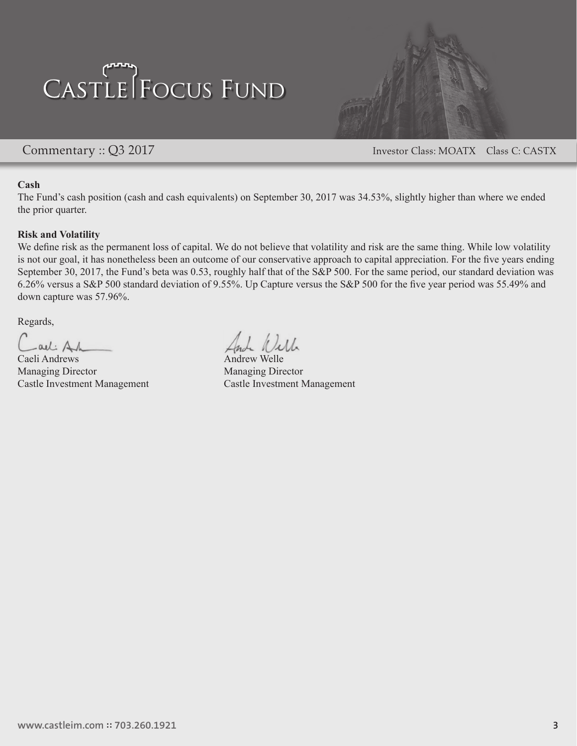**Cash**

The Fund's cash position (cash and cash equivalents) on September 30, 2017 was 34.53%, slightly higher than where we ended the prior quarter.

**Risk and Volatility**

We define risk as the permanent loss of capital. We do not believe that volatility and risk are the same thing. While low volatility is not our goal, it has nonetheless been an outcome of our conservative approach to capital appreciation. For the five years ending September 30, 2017, the Fund's beta was 0.53, roughly half that of the S&P 500. For the same period, our standard deviation was 6.26% versus a S&P 500 standard deviation of 9.55%. Up Capture versus the S&P 500 for the five year period was 55.49% and down capture was 57.96%.

Regards,

Caeli Andrews
Managing Director
Castle Investment Management

Andrew Welle
Managing Director
Castle Investment Management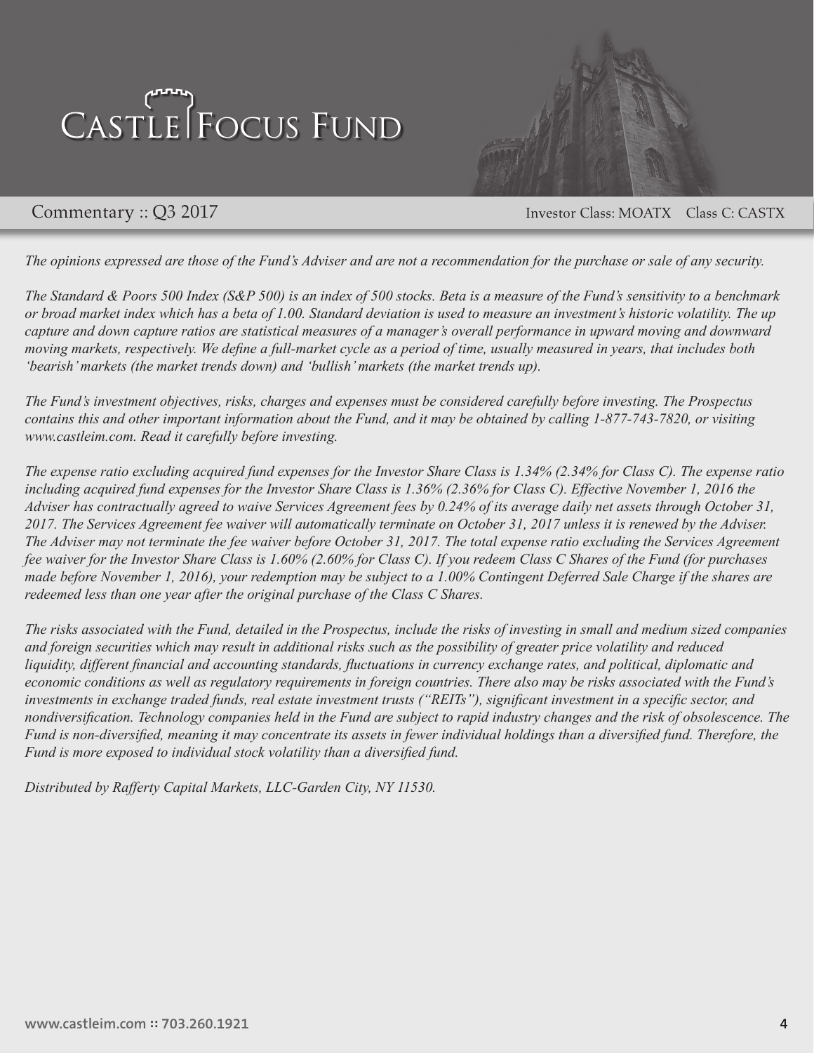*The opinions expressed are those of the Fund's Adviser and are not a recommendation for the purchase or sale of any security.*

*The Standard & Poors 500 Index (S&P 500) is an index of 500 stocks. Beta is a measure of the Fund's sensitivity to a benchmark or broad market index which has a beta of 1.00. Standard deviation is used to measure an investment's historic volatility. The up capture and down capture ratios are statistical measures of a manager's overall performance in upward moving and downward moving markets, respectively. We define a full-market cycle as a period of time, usually measured in years, that includes both 'bearish' markets (the market trends down) and 'bullish' markets (the market trends up).*

*The Fund's investment objectives, risks, charges and expenses must be considered carefully before investing. The Prospectus contains this and other important information about the Fund, and it may be obtained by calling 1-877-743-7820, or visiting www.castleim.com. Read it carefully before investing.*

*The expense ratio excluding acquired fund expenses for the Investor Share Class is 1.34% (2.34% for Class C). The expense ratio including acquired fund expenses for the Investor Share Class is 1.36% (2.36% for Class C). Effective November 1, 2016 the Adviser has contractually agreed to waive Services Agreement fees by 0.24% of its average daily net assets through October 31, 2017. The Services Agreement fee waiver will automatically terminate on October 31, 2017 unless it is renewed by the Adviser. The Adviser may not terminate the fee waiver before October 31, 2017. The total expense ratio excluding the Services Agreement fee waiver for the Investor Share Class is 1.60% (2.60% for Class C). If you redeem Class C Shares of the Fund (for purchases made before November 1, 2016), your redemption may be subject to a 1.00% Contingent Deferred Sale Charge if the shares are redeemed less than one year after the original purchase of the Class C Shares.*

*The risks associated with the Fund, detailed in the Prospectus, include the risks of investing in small and medium sized companies and foreign securities which may result in additional risks such as the possibility of greater price volatility and reduced liquidity, different financial and accounting standards, fluctuations in currency exchange rates, and political, diplomatic and economic conditions as well as regulatory requirements in foreign countries. There also may be risks associated with the Fund's investments in exchange traded funds, real estate investment trusts ("REITs"), significant investment in a specific sector, and nondiversification. Technology companies held in the Fund are subject to rapid industry changes and the risk of obsolescence. The Fund is non-diversified, meaning it may concentrate its assets in fewer individual holdings than a diversified fund. Therefore, the Fund is more exposed to individual stock volatility than a diversified fund.*

*Distributed by Rafferty Capital Markets, LLC-Garden City, NY 11530.*